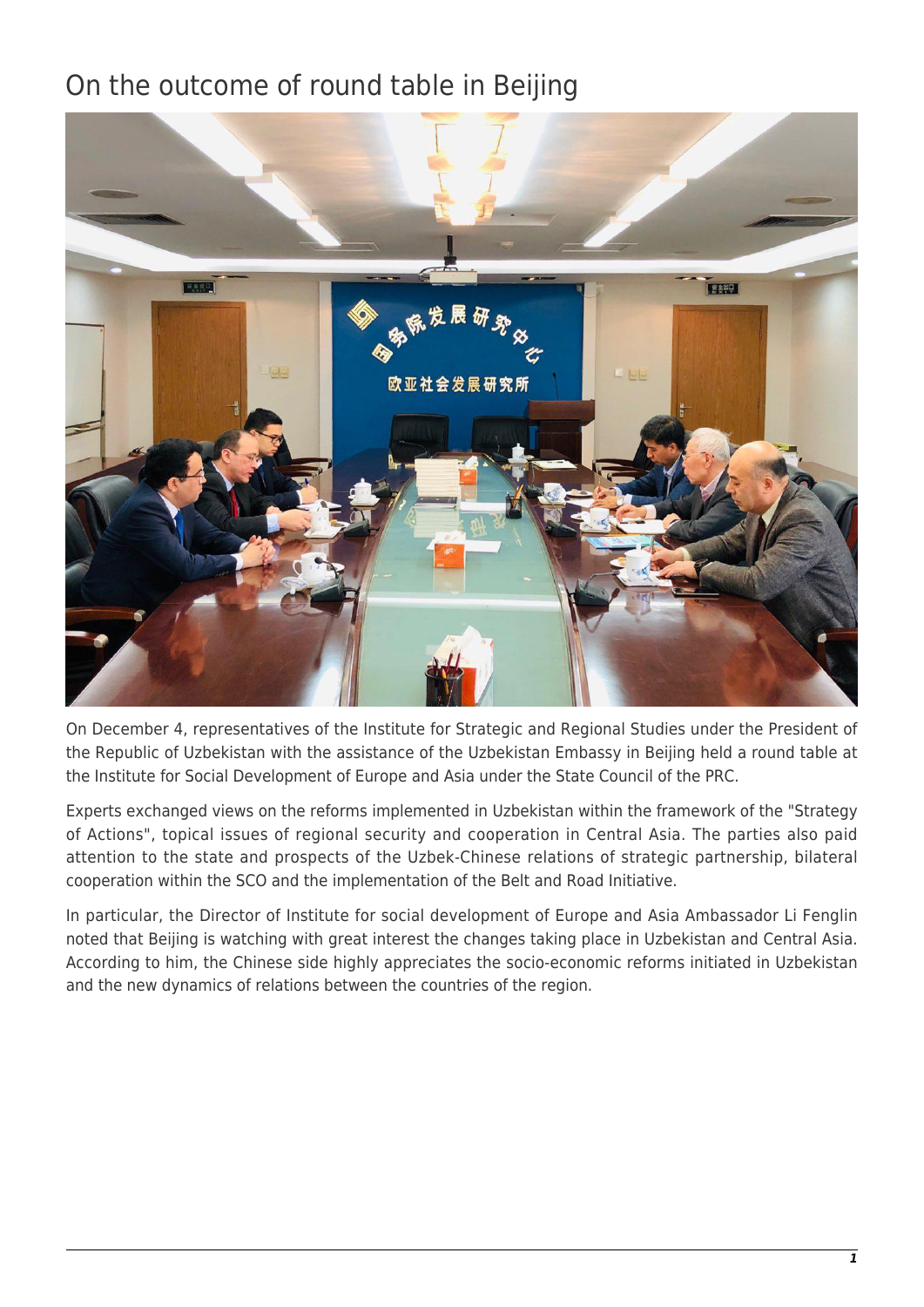# On the outcome of round table in Beijing

On December 4, representatives of the Institute for Strategic and Regional Studies under the President of the Republic of Uzbekistan with the assistance of the Uzbekistan Embassy in Beijing held a round table at the Institute for Social Development of Europe and Asia under the State Council of the PRC.

Experts exchanged views on the reforms implemented in Uzbekistan within the framework of the "Strategy of Actions", topical issues of regional security and cooperation in Central Asia. The parties also paid attention to the state and prospects of the Uzbek-Chinese relations of strategic partnership, bilateral cooperation within the SCO and the implementation of the Belt and Road Initiative.

In particular, the Director of Institute for social development of Europe and Asia Ambassador Li Fenglin noted that Beijing is watching with great interest the changes taking place in Uzbekistan and Central Asia. According to him, the Chinese side highly appreciates the socio-economic reforms initiated in Uzbekistan and the new dynamics of relations between the countries of the region.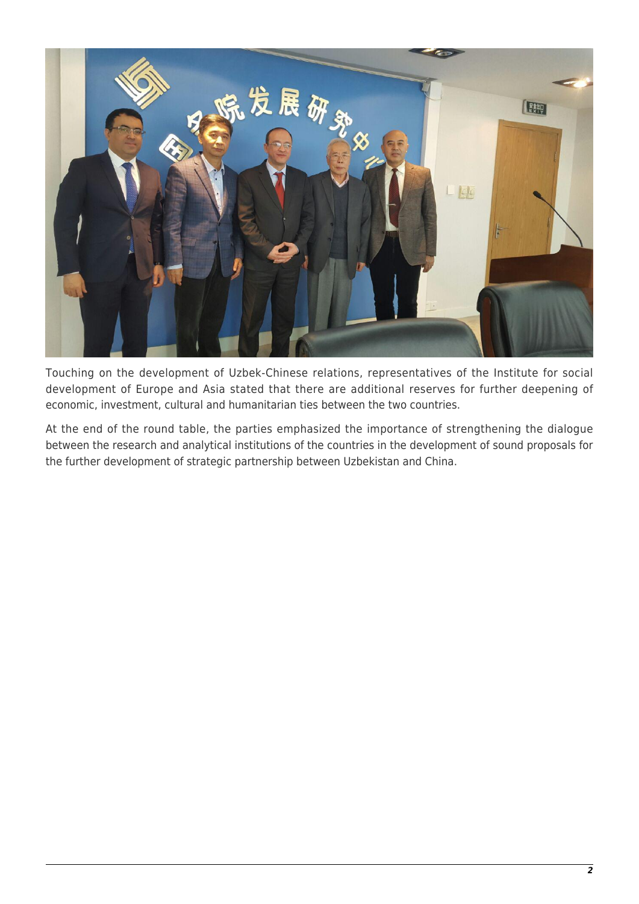Touching on the development of Uzbek-Chinese relations, representatives of the Institute for social development of Europe and Asia stated that there are additional reserves for further deepening of economic, investment, cultural and humanitarian ties between the two countries.

At the end of the round table, the parties emphasized the importance of strengthening the dialogue between the research and analytical institutions of the countries in the development of sound proposals for the further development of strategic partnership between Uzbekistan and China.